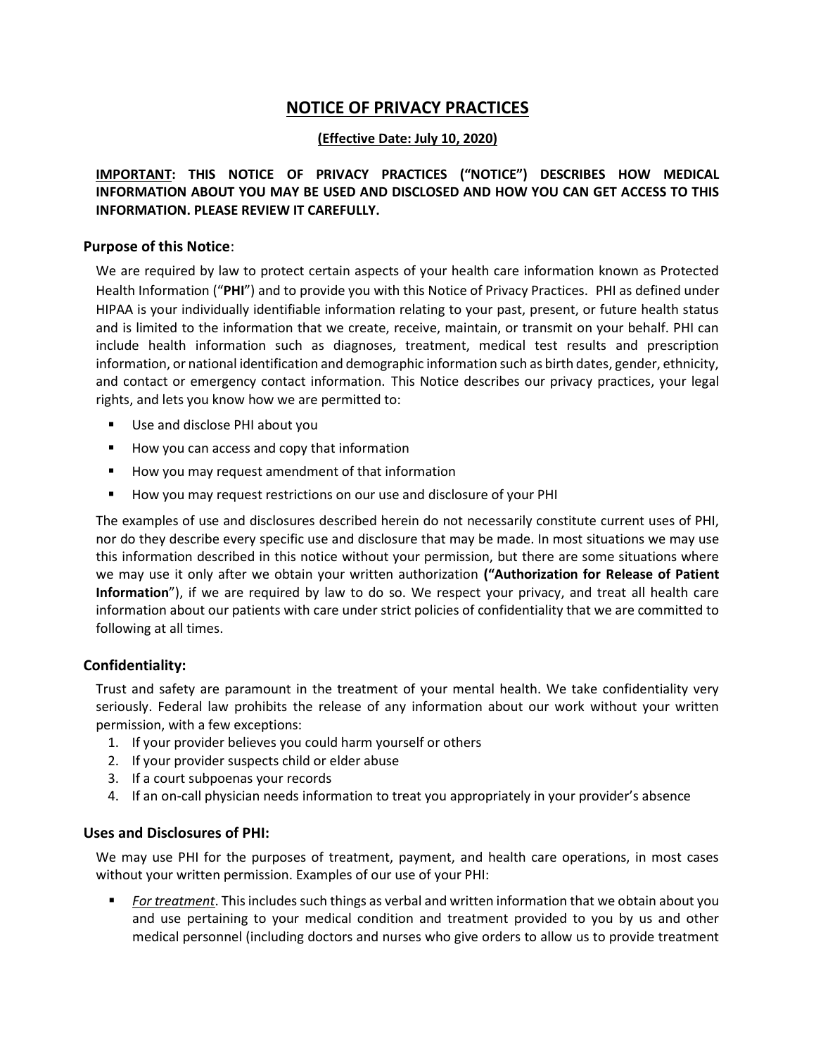# NOTICE OF PRIVACY PRACTICES

**(Effective Date: July 10, 2020)**

**IMPORTANT: THIS NOTICE OF PRIVACY PRACTICES ("NOTICE") DESCRIBES HOW MEDICAL INFORMATION ABOUT YOU MAY BE USED AND DISCLOSED AND HOW YOU CAN GET ACCESS TO THIS INFORMATION. PLEASE REVIEW IT CAREFULLY.**

## Purpose of this Notice:

We are required by law to protect certain aspects of your health care information known as Protected Health Information ("**PHI**") and to provide you with this Notice of Privacy Practices. PHI as defined under HIPAA is your individually identifiable information relating to your past, present, or future health status and is limited to the information that we create, receive, maintain, or transmit on your behalf. PHI can include health information such as diagnoses, treatment, medical test results and prescription information, or national identification and demographic information such as birth dates, gender, ethnicity, and contact or emergency contact information. This Notice describes our privacy practices, your legal rights, and lets you know how we are permitted to:

- Use and disclose PHI about you
- How you can access and copy that information
- How you may request amendment of that information
- How you may request restrictions on our use and disclosure of your PHI

The examples of use and disclosures described herein do not necessarily constitute current uses of PHI, nor do they describe every specific use and disclosure that may be made. In most situations we may use this information described in this notice without your permission, but there are some situations where we may use it only after we obtain your written authorization **("Authorization for Release of Patient Information**"), if we are required by law to do so. We respect your privacy, and treat all health care information about our patients with care under strict policies of confidentiality that we are committed to following at all times.

## Confidentiality:

Trust and safety are paramount in the treatment of your mental health. We take confidentiality very seriously. Federal law prohibits the release of any information about our work without your written permission, with a few exceptions:

1. If your provider believes you could harm yourself or others
2. If your provider suspects child or elder abuse
3. If a court subpoenas your records
4. If an on-call physician needs information to treat you appropriately in your provider's absence

## Uses and Disclosures of PHI:

We may use PHI for the purposes of treatment, payment, and health care operations, in most cases without your written permission. Examples of our use of your PHI:

- *For treatment*. This includes such things as verbal and written information that we obtain about you and use pertaining to your medical condition and treatment provided to you by us and other medical personnel (including doctors and nurses who give orders to allow us to provide treatment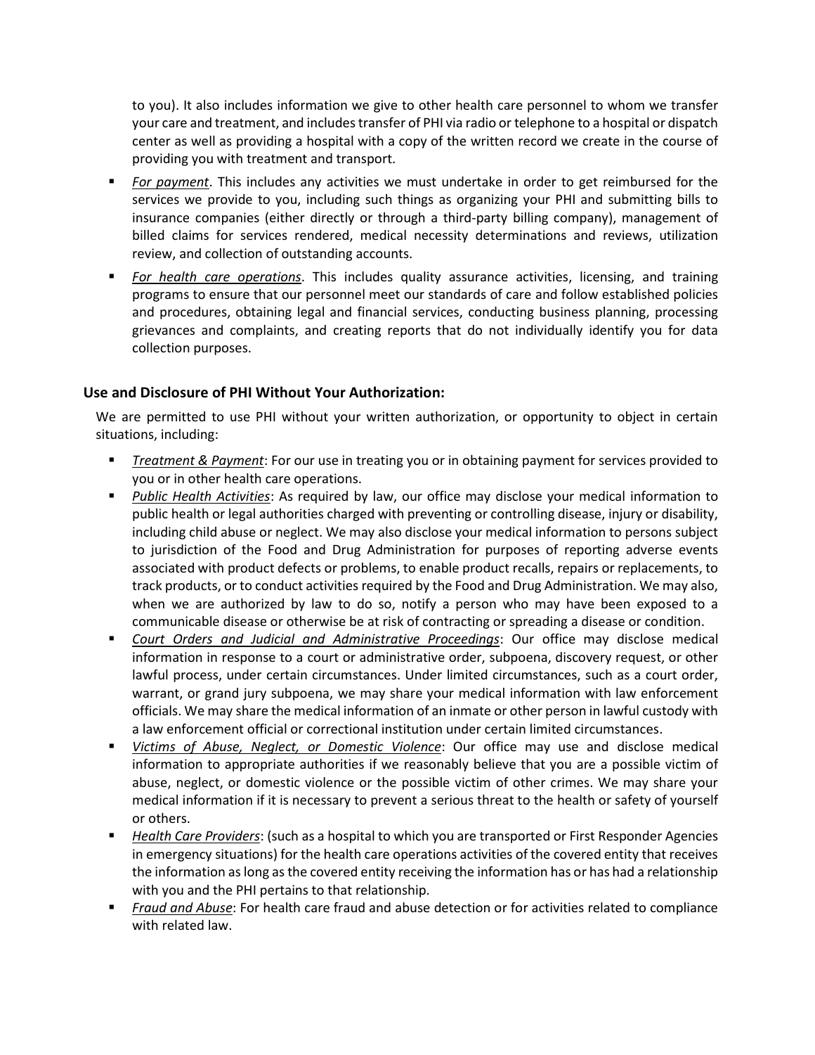to you). It also includes information we give to other health care personnel to whom we transfer your care and treatment, and includes transfer of PHI via radio or telephone to a hospital or dispatch center as well as providing a hospital with a copy of the written record we create in the course of providing you with treatment and transport.

- *For payment*. This includes any activities we must undertake in order to get reimbursed for the services we provide to you, including such things as organizing your PHI and submitting bills to insurance companies (either directly or through a third-party billing company), management of billed claims for services rendered, medical necessity determinations and reviews, utilization review, and collection of outstanding accounts.
- *For health care operations*. This includes quality assurance activities, licensing, and training programs to ensure that our personnel meet our standards of care and follow established policies and procedures, obtaining legal and financial services, conducting business planning, processing grievances and complaints, and creating reports that do not individually identify you for data collection purposes.

### Use and Disclosure of PHI Without Your Authorization:

We are permitted to use PHI without your written authorization, or opportunity to object in certain situations, including:

- *Treatment & Payment*: For our use in treating you or in obtaining payment for services provided to you or in other health care operations.
- *Public Health Activities*: As required by law, our office may disclose your medical information to public health or legal authorities charged with preventing or controlling disease, injury or disability, including child abuse or neglect. We may also disclose your medical information to persons subject to jurisdiction of the Food and Drug Administration for purposes of reporting adverse events associated with product defects or problems, to enable product recalls, repairs or replacements, to track products, or to conduct activities required by the Food and Drug Administration. We may also, when we are authorized by law to do so, notify a person who may have been exposed to a communicable disease or otherwise be at risk of contracting or spreading a disease or condition.
- *Court Orders and Judicial and Administrative Proceedings*: Our office may disclose medical information in response to a court or administrative order, subpoena, discovery request, or other lawful process, under certain circumstances. Under limited circumstances, such as a court order, warrant, or grand jury subpoena, we may share your medical information with law enforcement officials. We may share the medical information of an inmate or other person in lawful custody with a law enforcement official or correctional institution under certain limited circumstances.
- *Victims of Abuse, Neglect, or Domestic Violence*: Our office may use and disclose medical information to appropriate authorities if we reasonably believe that you are a possible victim of abuse, neglect, or domestic violence or the possible victim of other crimes. We may share your medical information if it is necessary to prevent a serious threat to the health or safety of yourself or others.
- *Health Care Providers*: (such as a hospital to which you are transported or First Responder Agencies in emergency situations) for the health care operations activities of the covered entity that receives the information as long as the covered entity receiving the information has or has had a relationship with you and the PHI pertains to that relationship.
- *Fraud and Abuse*: For health care fraud and abuse detection or for activities related to compliance with related law.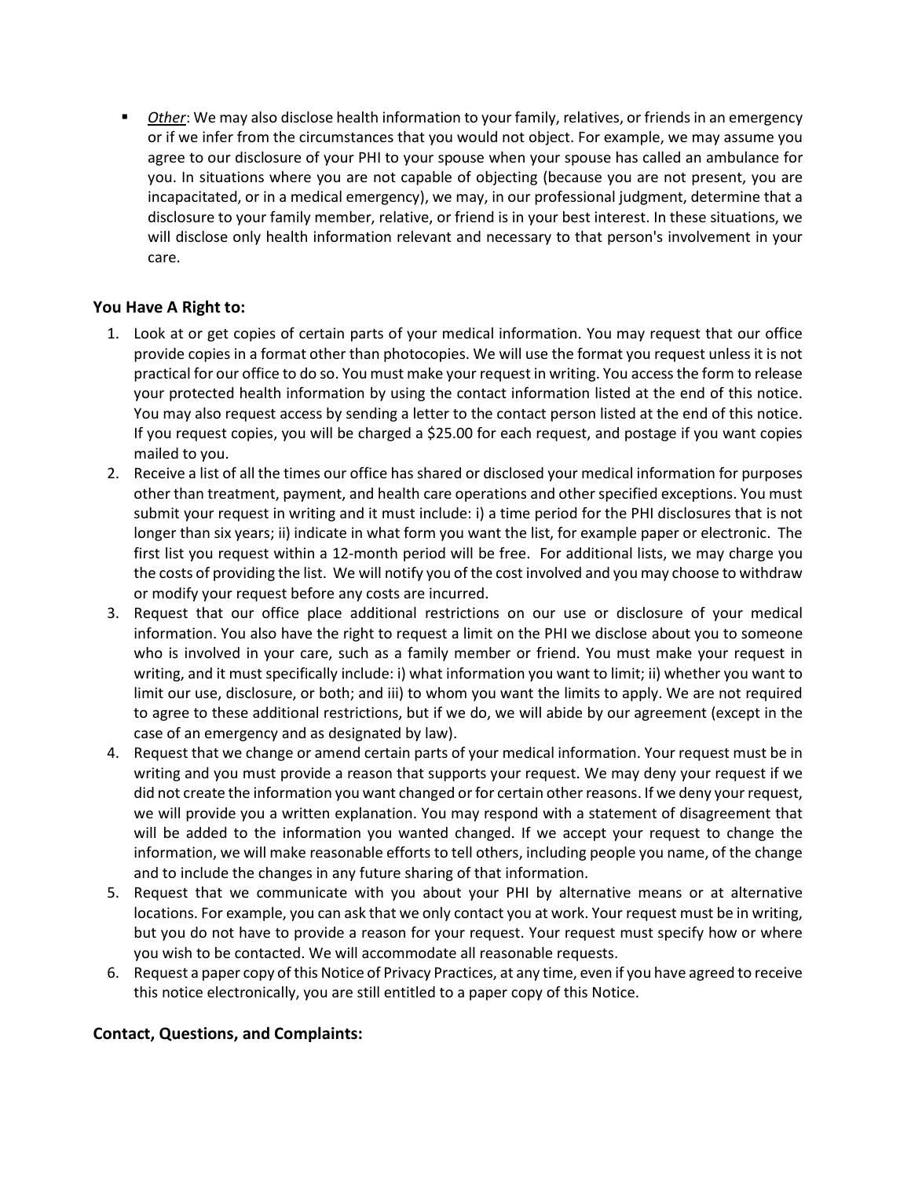- *Other*: We may also disclose health information to your family, relatives, or friends in an emergency or if we infer from the circumstances that you would not object. For example, we may assume you agree to our disclosure of your PHI to your spouse when your spouse has called an ambulance for you. In situations where you are not capable of objecting (because you are not present, you are incapacitated, or in a medical emergency), we may, in our professional judgment, determine that a disclosure to your family member, relative, or friend is in your best interest. In these situations, we will disclose only health information relevant and necessary to that person's involvement in your care.

### You Have A Right to:

1. Look at or get copies of certain parts of your medical information. You may request that our office provide copies in a format other than photocopies. We will use the format you request unless it is not practical for our office to do so. You must make your request in writing. You access the form to release your protected health information by using the contact information listed at the end of this notice. You may also request access by sending a letter to the contact person listed at the end of this notice. If you request copies, you will be charged a $25.00 for each request, and postage if you want copies mailed to you.
2. Receive a list of all the times our office has shared or disclosed your medical information for purposes other than treatment, payment, and health care operations and other specified exceptions. You must submit your request in writing and it must include: i) a time period for the PHI disclosures that is not longer than six years; ii) indicate in what form you want the list, for example paper or electronic. The first list you request within a 12-month period will be free. For additional lists, we may charge you the costs of providing the list. We will notify you of the cost involved and you may choose to withdraw or modify your request before any costs are incurred.
3. Request that our office place additional restrictions on our use or disclosure of your medical information. You also have the right to request a limit on the PHI we disclose about you to someone who is involved in your care, such as a family member or friend. You must make your request in writing, and it must specifically include: i) what information you want to limit; ii) whether you want to limit our use, disclosure, or both; and iii) to whom you want the limits to apply. We are not required to agree to these additional restrictions, but if we do, we will abide by our agreement (except in the case of an emergency and as designated by law).
4. Request that we change or amend certain parts of your medical information. Your request must be in writing and you must provide a reason that supports your request. We may deny your request if we did not create the information you want changed or for certain other reasons. If we deny your request, we will provide you a written explanation. You may respond with a statement of disagreement that will be added to the information you wanted changed. If we accept your request to change the information, we will make reasonable efforts to tell others, including people you name, of the change and to include the changes in any future sharing of that information.
5. Request that we communicate with you about your PHI by alternative means or at alternative locations. For example, you can ask that we only contact you at work. Your request must be in writing, but you do not have to provide a reason for your request. Your request must specify how or where you wish to be contacted. We will accommodate all reasonable requests.
6. Request a paper copy of this Notice of Privacy Practices, at any time, even if you have agreed to receive this notice electronically, you are still entitled to a paper copy of this Notice.

### Contact, Questions, and Complaints: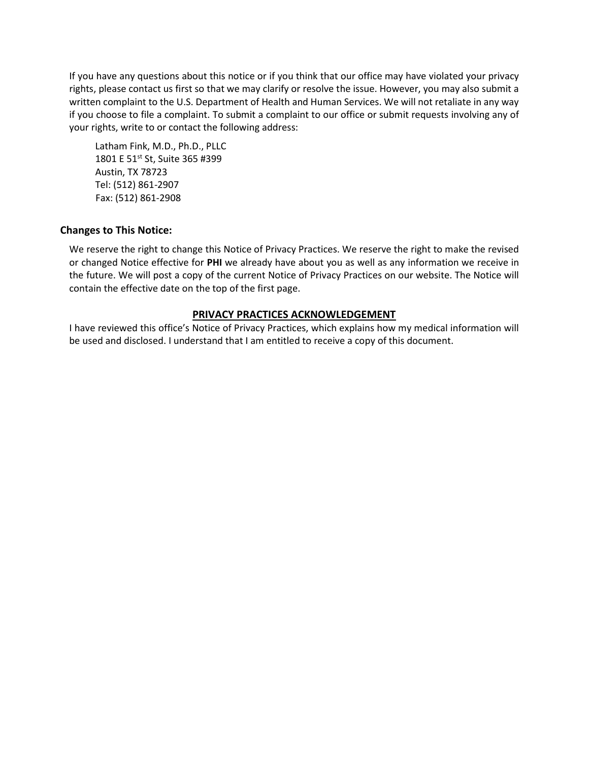If you have any questions about this notice or if you think that our office may have violated your privacy rights, please contact us first so that we may clarify or resolve the issue. However, you may also submit a written complaint to the U.S. Department of Health and Human Services. We will not retaliate in any way if you choose to file a complaint. To submit a complaint to our office or submit requests involving any of your rights, write to or contact the following address:

Latham Fink, M.D., Ph.D., PLLC
1801 E 51st St, Suite 365 #399
Austin, TX 78723
Tel: (512) 861-2907
Fax: (512) 861-2908

### Changes to This Notice:

We reserve the right to change this Notice of Privacy Practices. We reserve the right to make the revised or changed Notice effective for **PHI** we already have about you as well as any information we receive in the future. We will post a copy of the current Notice of Privacy Practices on our website. The Notice will contain the effective date on the top of the first page.

## PRIVACY PRACTICES ACKNOWLEDGEMENT

I have reviewed this office's Notice of Privacy Practices, which explains how my medical information will be used and disclosed. I understand that I am entitled to receive a copy of this document.